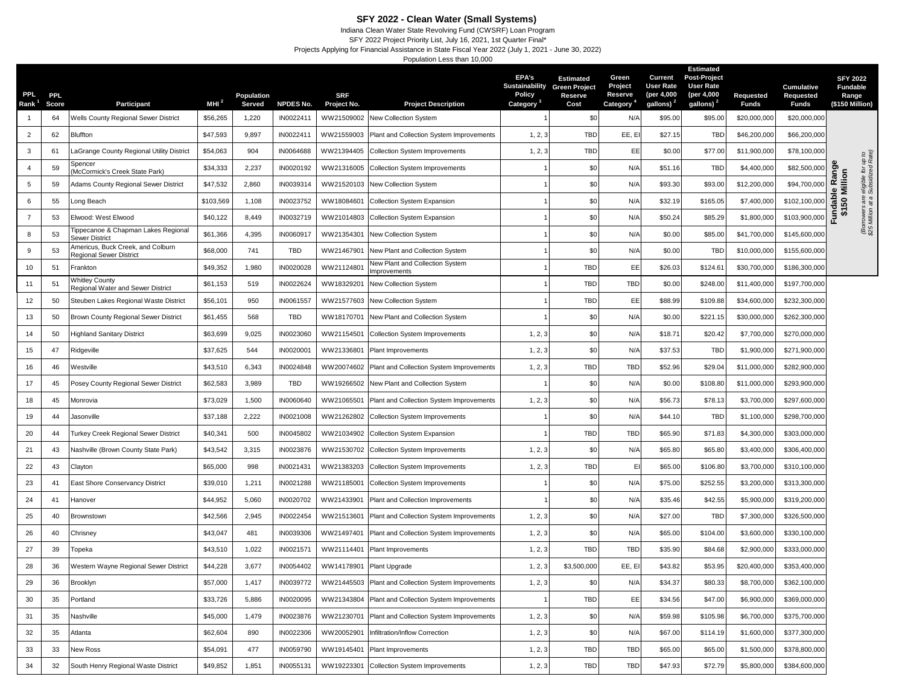# SFY 2022 - Clean Water (Small Systems)

Indiana Clean Water State Revolving Fund (CWSRF) Loan Program

SFY 2022 Project Priority List, July 16, 2021, 1st Quarter Final*

Projects Applying for Financial Assistance in State Fiscal Year 2022 (July 1, 2021 - June 30, 2022)

Population Less than 10,000

| PPL Rank [1] | PPL Score | Participant | MHI [2] | Population Served | NPDES No. | SRF Project No. | Project Description | EPA's Sustainability Policy Category [3] | Estimated Green Project Reserve Cost | Green Project Reserve Category [4] | Current User Rate (per 4,000 gallons) [2] | Estimated Post-Project User Rate (per 4,000 gallons) [2] | Requested Funds | Cumulative Requested Funds | SFY 2022 Fundable Range ($150 Million) |
|---|---|---|---|---|---|---|---|---|---|---|---|---|---|---|---|
| 1 | 64 | Wells County Regional Sewer District | $56,265 | 1,220 | IN0022411 | WW21509002 | New Collection System | 1 | $0 | N/A | $95.00 | $95.00 | $20,000,000 | $20,000,000 | Fundable Range $150 Million (Borrowers are eligible for up to $25 Million at a Subsidized Rate) |
| 2 | 62 | Bluffton | $47,593 | 9,897 | IN0022411 | WW21559003 | Plant and Collection System Improvements | 1, 2, 3 | TBD | EE, EI | $27.15 | TBD | $46,200,000 | $66,200,000 | |
| 3 | 61 | LaGrange County Regional Utility District | $54,063 | 904 | IN0064688 | WW21394405 | Collection System Improvements | 1, 2, 3 | TBD | EE | $0.00 | $77.00 | $11,900,000 | $78,100,000 | |
| 4 | 59 | Spencer (McCormick's Creek State Park) | $34,333 | 2,237 | IN0020192 | WW21316005 | Collection System Improvements | 1 | $0 | N/A | $51.16 | TBD | $4,400,000 | $82,500,000 | |
| 5 | 59 | Adams County Regional Sewer District | $47,532 | 2,860 | IN0039314 | WW21520103 | New Collection System | 1 | $0 | N/A | $93.30 | $93.00 | $12,200,000 | $94,700,000 | |
| 6 | 55 | Long Beach | $103,569 | 1,108 | IN0023752 | WW18084601 | Collection System Expansion | 1 | $0 | N/A | $32.19 | $165.05 | $7,400,000 | $102,100,000 | |
| 7 | 53 | Elwood: West Elwood | $40,122 | 8,449 | IN0032719 | WW21014803 | Collection System Expansion | 1 | $0 | N/A | $50.24 | $85.29 | $1,800,000 | $103,900,000 | |
| 8 | 53 | Tippecanoe & Chapman Lakes Regional Sewer District | $61,366 | 4,395 | IN0060917 | WW21354301 | New Collection System | 1 | $0 | N/A | $0.00 | $85.00 | $41,700,000 | $145,600,000 | |
| 9 | 53 | Americus, Buck Creek, and Colburn Regional Sewer District | $68,000 | 741 | TBD | WW21467901 | New Plant and Collection System | 1 | $0 | N/A | $0.00 | TBD | $10,000,000 | $155,600,000 | |
| 10 | 51 | Frankton | $49,352 | 1,980 | IN0020028 | WW21124801 | New Plant and Collection System Improvements | 1 | TBD | EE | $26.03 | $124.61 | $30,700,000 | $186,300,000 | |
| 11 | 51 | Whitley County Regional Water and Sewer District | $61,153 | 519 | IN0022624 | WW18329201 | New Collection System | 1 | TBD | TBD | $0.00 | $248.00 | $11,400,000 | $197,700,000 | |
| 12 | 50 | Steuben Lakes Regional Waste District | $56,101 | 950 | IN0061557 | WW21577603 | New Collection System | 1 | TBD | EE | $88.99 | $109.88 | $34,600,000 | $232,300,000 | |
| 13 | 50 | Brown County Regional Sewer District | $61,455 | 568 | TBD | WW18170701 | New Plant and Collection System | 1 | $0 | N/A | $0.00 | $221.15 | $30,000,000 | $262,300,000 | |
| 14 | 50 | Highland Sanitary District | $63,699 | 9,025 | IN0023060 | WW21154501 | Collection System Improvements | 1, 2, 3 | $0 | N/A | $18.71 | $20.42 | $7,700,000 | $270,000,000 | |
| 15 | 47 | Ridgeville | $37,625 | 544 | IN0020001 | WW21336801 | Plant Improvements | 1, 2, 3 | $0 | N/A | $37.53 | TBD | $1,900,000 | $271,900,000 | |
| 16 | 46 | Westville | $43,510 | 6,343 | IN0024848 | WW20074602 | Plant and Collection System Improvements | 1, 2, 3 | TBD | TBD | $52.96 | $29.04 | $11,000,000 | $282,900,000 | |
| 17 | 45 | Posey County Regional Sewer District | $62,583 | 3,989 | TBD | WW19266502 | New Plant and Collection System | 1 | $0 | N/A | $0.00 | $108.80 | $11,000,000 | $293,900,000 | |
| 18 | 45 | Monrovia | $73,029 | 1,500 | IN0060640 | WW21065501 | Plant and Collection System Improvements | 1, 2, 3 | $0 | N/A | $56.73 | $78.13 | $3,700,000 | $297,600,000 | |
| 19 | 44 | Jasonville | $37,188 | 2,222 | IN0021008 | WW21262802 | Collection System Improvements | 1 | $0 | N/A | $44.10 | TBD | $1,100,000 | $298,700,000 | |
| 20 | 44 | Turkey Creek Regional Sewer District | $40,341 | 500 | IN0045802 | WW21034902 | Collection System Expansion | 1 | TBD | TBD | $65.90 | $71.83 | $4,300,000 | $303,000,000 | |
| 21 | 43 | Nashville (Brown County State Park) | $43,542 | 3,315 | IN0023876 | WW21530702 | Collection System Improvements | 1, 2, 3 | $0 | N/A | $65.80 | $65.80 | $3,400,000 | $306,400,000 | |
| 22 | 43 | Clayton | $65,000 | 998 | IN0021431 | WW21383203 | Collection System Improvements | 1, 2, 3 | TBD | EI | $65.00 | $106.80 | $3,700,000 | $310,100,000 | |
| 23 | 41 | East Shore Conservancy District | $39,010 | 1,211 | IN0021288 | WW21185001 | Collection System Improvements | 1 | $0 | N/A | $75.00 | $252.55 | $3,200,000 | $313,300,000 | |
| 24 | 41 | Hanover | $44,952 | 5,060 | IN0020702 | WW21433901 | Plant and Collection Improvements | 1 | $0 | N/A | $35.46 | $42.55 | $5,900,000 | $319,200,000 | |
| 25 | 40 | Brownstown | $42,566 | 2,945 | IN0022454 | WW21513601 | Plant and Collection System Improvements | 1, 2, 3 | $0 | N/A | $27.00 | TBD | $7,300,000 | $326,500,000 | |
| 26 | 40 | Chrisney | $43,047 | 481 | IN0039306 | WW21497401 | Plant and Collection System Improvements | 1, 2, 3 | $0 | N/A | $65.00 | $104.00 | $3,600,000 | $330,100,000 | |
| 27 | 39 | Topeka | $43,510 | 1,022 | IN0021571 | WW21114401 | Plant Improvements | 1, 2, 3 | TBD | TBD | $35.90 | $84.68 | $2,900,000 | $333,000,000 | |
| 28 | 36 | Western Wayne Regional Sewer District | $44,228 | 3,677 | IN0054402 | WW14178901 | Plant Upgrade | 1, 2, 3 | $3,500,000 | EE, EI | $43.82 | $53.95 | $20,400,000 | $353,400,000 | |
| 29 | 36 | Brooklyn | $57,000 | 1,417 | IN0039772 | WW21445503 | Plant and Collection System Improvements | 1, 2, 3 | $0 | N/A | $34.37 | $80.33 | $8,700,000 | $362,100,000 | |
| 30 | 35 | Portland | $33,726 | 5,886 | IN0020095 | WW21343804 | Plant and Collection System Improvements | 1 | TBD | EE | $34.56 | $47.00 | $6,900,000 | $369,000,000 | |
| 31 | 35 | Nashville | $45,000 | 1,479 | IN0023876 | WW21230701 | Plant and Collection System Improvements | 1, 2, 3 | $0 | N/A | $59.98 | $105.98 | $6,700,000 | $375,700,000 | |
| 32 | 35 | Atlanta | $62,604 | 890 | IN0022306 | WW20052901 | Infiltration/Inflow Correction | 1, 2, 3 | $0 | N/A | $67.00 | $114.19 | $1,600,000 | $377,300,000 | |
| 33 | 33 | New Ross | $54,091 | 477 | IN0059790 | WW19145401 | Plant Improvements | 1, 2, 3 | TBD | TBD | $65.00 | $65.00 | $1,500,000 | $378,800,000 | |
| 34 | 32 | South Henry Regional Waste District | $49,852 | 1,851 | IN0055131 | WW19223301 | Collection System Improvements | 1, 2, 3 | TBD | TBD | $47.93 | $72.79 | $5,800,000 | $384,600,000 | |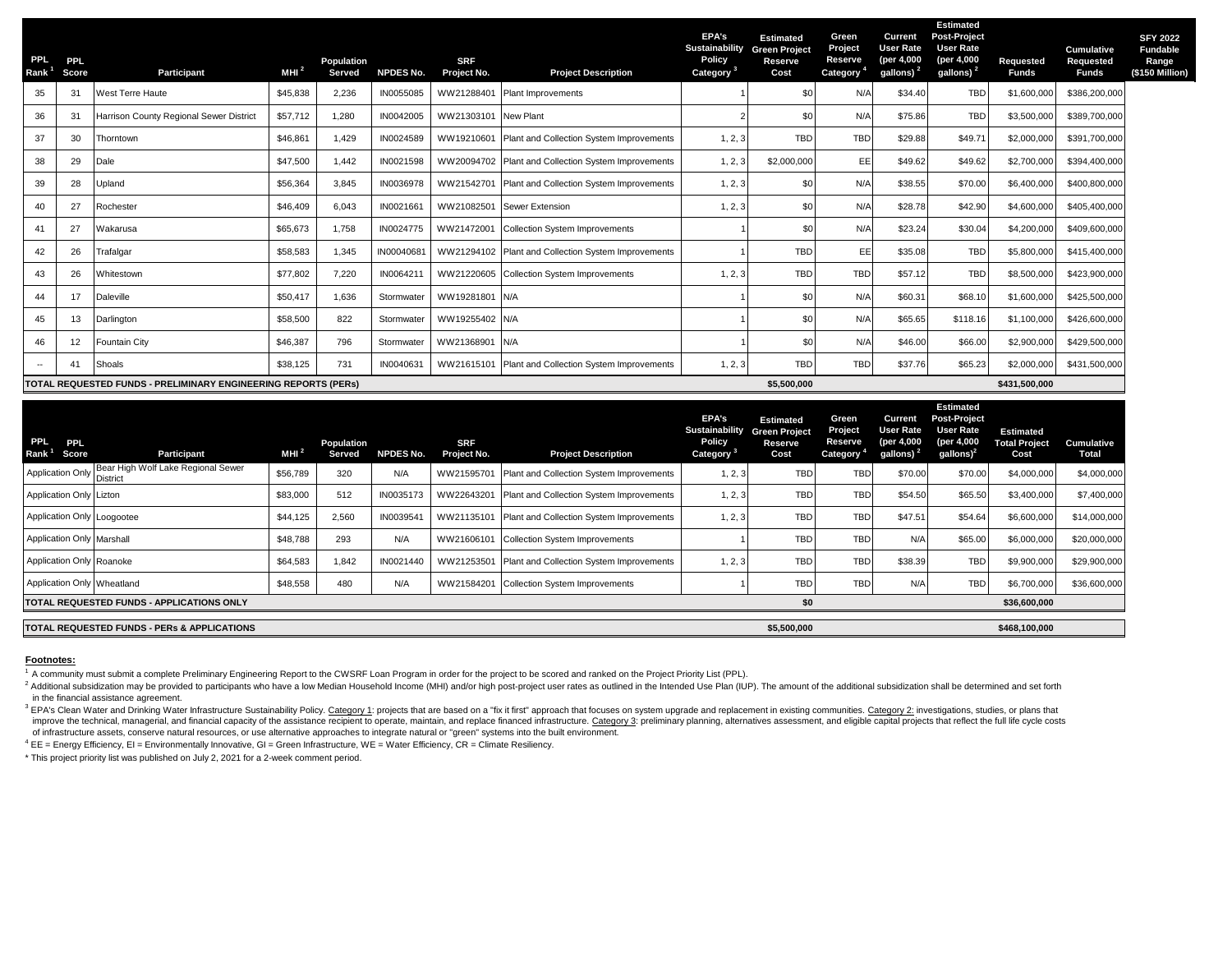| PPL Rank [1] | PPL Score | Participant | MHI [2] | Population Served | NPDES No. | SRF Project No. | Project Description | EPA's Sustainability Policy Category [3] | Estimated Green Project Reserve Cost | Green Project Reserve Category [4] | Current User Rate (per 4,000 gallons) [2] | Estimated Post-Project User Rate (per 4,000 gallons) [2] | Requested Funds | Cumulative Requested Funds | SFY 2022 Fundable Range ($150 Million) |
|---|---|---|---|---|---|---|---|---|---|---|---|---|---|---|---|
| 35 | 31 | West Terre Haute | $45,838 | 2,236 | IN0055085 | WW21288401 | Plant Improvements | 1 | $0 | N/A | $34.40 | TBD | $1,600,000 | $386,200,000 | |
| 36 | 31 | Harrison County Regional Sewer District | $57,712 | 1,280 | IN0042005 | WW21303101 | New Plant | 2 | $0 | N/A | $75.86 | TBD | $3,500,000 | $389,700,000 | |
| 37 | 30 | Thorntown | $46,861 | 1,429 | IN0024589 | WW19210601 | Plant and Collection System Improvements | 1, 2, 3 | TBD | TBD | $29.88 | $49.71 | $2,000,000 | $391,700,000 | |
| 38 | 29 | Dale | $47,500 | 1,442 | IN0021598 | WW20094702 | Plant and Collection System Improvements | 1, 2, 3 | $2,000,000 | EE | $49.62 | $49.62 | $2,700,000 | $394,400,000 | |
| 39 | 28 | Upland | $56,364 | 3,845 | IN0036978 | WW21542701 | Plant and Collection System Improvements | 1, 2, 3 | $0 | N/A | $38.55 | $70.00 | $6,400,000 | $400,800,000 | |
| 40 | 27 | Rochester | $46,409 | 6,043 | IN0021661 | WW21082501 | Sewer Extension | 1, 2, 3 | $0 | N/A | $28.78 | $42.90 | $4,600,000 | $405,400,000 | |
| 41 | 27 | Wakarusa | $65,673 | 1,758 | IN0024775 | WW21472001 | Collection System Improvements | 1 | $0 | N/A | $23.24 | $30.04 | $4,200,000 | $409,600,000 | |
| 42 | 26 | Trafalgar | $58,583 | 1,345 | IN00040681 | WW21294102 | Plant and Collection System Improvements | 1 | TBD | EE | $35.08 | TBD | $5,800,000 | $415,400,000 | |
| 43 | 26 | Whitestown | $77,802 | 7,220 | IN0064211 | WW21220605 | Collection System Improvements | 1, 2, 3 | TBD | TBD | $57.12 | TBD | $8,500,000 | $423,900,000 | |
| 44 | 17 | Daleville | $50,417 | 1,636 | Stormwater | WW19281801 | N/A | 1 | $0 | N/A | $60.31 | $68.10 | $1,600,000 | $425,500,000 | |
| 45 | 13 | Darlington | $58,500 | 822 | Stormwater | WW19255402 | N/A | 1 | $0 | N/A | $65.65 | $118.16 | $1,100,000 | $426,600,000 | |
| 46 | 12 | Fountain City | $46,387 | 796 | Stormwater | WW21368901 | N/A | 1 | $0 | N/A | $46.00 | $66.00 | $2,900,000 | $429,500,000 | |
| -- | 41 | Shoals | $38,125 | 731 | IN0040631 | WW21615101 | Plant and Collection System Improvements | 1, 2, 3 | TBD | TBD | $37.76 | $65.23 | $2,000,000 | $431,500,000 | |
| **TOTAL REQUESTED FUNDS - PRELIMINARY ENGINEERING REPORTS (PERs)** | | | | | | | | | **$5,500,000** | | | | **$431,500,000** | | |

| PPL Rank [1] | PPL Score | Participant | MHI [2] | Population Served | NPDES No. | SRF Project No. | Project Description | EPA's Sustainability Policy Category [3] | Estimated Green Project Reserve Cost | Green Project Reserve Category [4] | Current User Rate (per 4,000 gallons) [2] | Estimated Post-Project User Rate (per 4,000 gallons)[2] | Estimated Total Project Cost | Cumulative Total |
|---|---|---|---|---|---|---|---|---|---|---|---|---|---|---|
| Application Only | | Bear High Wolf Lake Regional Sewer District | $56,789 | 320 | N/A | WW21595701 | Plant and Collection System Improvements | 1, 2, 3 | TBD | TBD | $70.00 | $70.00 | $4,000,000 | $4,000,000 |
| Application Only | | Lizton | $83,000 | 512 | IN0035173 | WW22643201 | Plant and Collection System Improvements | 1, 2, 3 | TBD | TBD | $54.50 | $65.50 | $3,400,000 | $7,400,000 |
| Application Only | | Loogootee | $44,125 | 2,560 | IN0039541 | WW21135101 | Plant and Collection System Improvements | 1, 2, 3 | TBD | TBD | $47.51 | $54.64 | $6,600,000 | $14,000,000 |
| Application Only | | Marshall | $48,788 | 293 | N/A | WW21606101 | Collection System Improvements | 1 | TBD | TBD | N/A | $65.00 | $6,000,000 | $20,000,000 |
| Application Only | | Roanoke | $64,583 | 1,842 | IN0021440 | WW21253501 | Plant and Collection System Improvements | 1, 2, 3 | TBD | TBD | $38.39 | TBD | $9,900,000 | $29,900,000 |
| Application Only | | Wheatland | $48,558 | 480 | N/A | WW21584201 | Collection System Improvements | 1 | TBD | TBD | N/A | TBD | $6,700,000 | $36,600,000 |
| **TOTAL REQUESTED FUNDS - APPLICATIONS ONLY** | | | | | | | | | **$0** | | | | **$36,600,000** | |
| **TOTAL REQUESTED FUNDS - PERs & APPLICATIONS** | | | | | | | | | **$5,500,000** | | | | **$468,100,000** | |

**Footnotes:**

[1] A community must submit a complete Preliminary Engineering Report to the CWSRF Loan Program in order for the project to be scored and ranked on the Project Priority List (PPL).

[2] Additional subsidization may be provided to participants who have a low Median Household Income (MHI) and/or high post-project user rates as outlined in the Intended Use Plan (IUP). The amount of the additional subsidization shall be determined and set forth in the financial assistance agreement.

[3] EPA's Clean Water and Drinking Water Infrastructure Sustainability Policy. Category 1: projects that are based on a "fix it first" approach that focuses on system upgrade and replacement in existing communities. Category 2: investigations, studies, or plans that improve the technical, managerial, and financial capacity of the assistance recipient to operate, maintain, and replace financed infrastructure. Category 3: preliminary planning, alternatives assessment, and eligible capital projects that reflect the full life cycle costs of infrastructure assets, conserve natural resources, or use alternative approaches to integrate natural or "green" systems into the built environment.

[4] EE = Energy Efficiency, EI = Environmentally Innovative, GI = Green Infrastructure, WE = Water Efficiency, CR = Climate Resiliency.

* This project priority list was published on July 2, 2021 for a 2-week comment period.